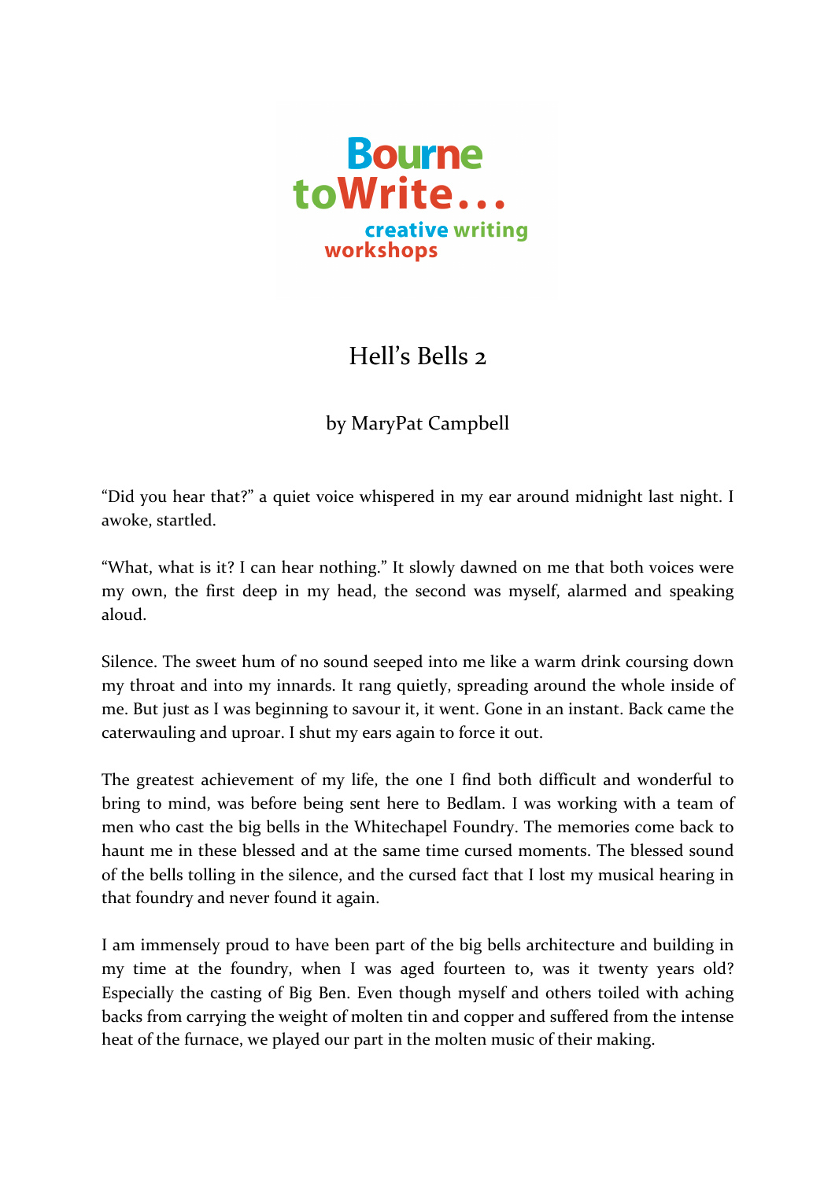Bourne toWrite... creative writing workshops

# Hell's Bells 2

by MaryPat Campbell

"Did you hear that?" a quiet voice whispered in my ear around midnight last night. I awoke, startled.

"What, what is it? I can hear nothing." It slowly dawned on me that both voices were my own, the first deep in my head, the second was myself, alarmed and speaking aloud.

Silence. The sweet hum of no sound seeped into me like a warm drink coursing down my throat and into my innards. It rang quietly, spreading around the whole inside of me. But just as I was beginning to savour it, it went. Gone in an instant. Back came the caterwauling and uproar. I shut my ears again to force it out.

The greatest achievement of my life, the one I find both difficult and wonderful to bring to mind, was before being sent here to Bedlam. I was working with a team of men who cast the big bells in the Whitechapel Foundry. The memories come back to haunt me in these blessed and at the same time cursed moments. The blessed sound of the bells tolling in the silence, and the cursed fact that I lost my musical hearing in that foundry and never found it again.

I am immensely proud to have been part of the big bells architecture and building in my time at the foundry, when I was aged fourteen to, was it twenty years old? Especially the casting of Big Ben. Even though myself and others toiled with aching backs from carrying the weight of molten tin and copper and suffered from the intense heat of the furnace, we played our part in the molten music of their making.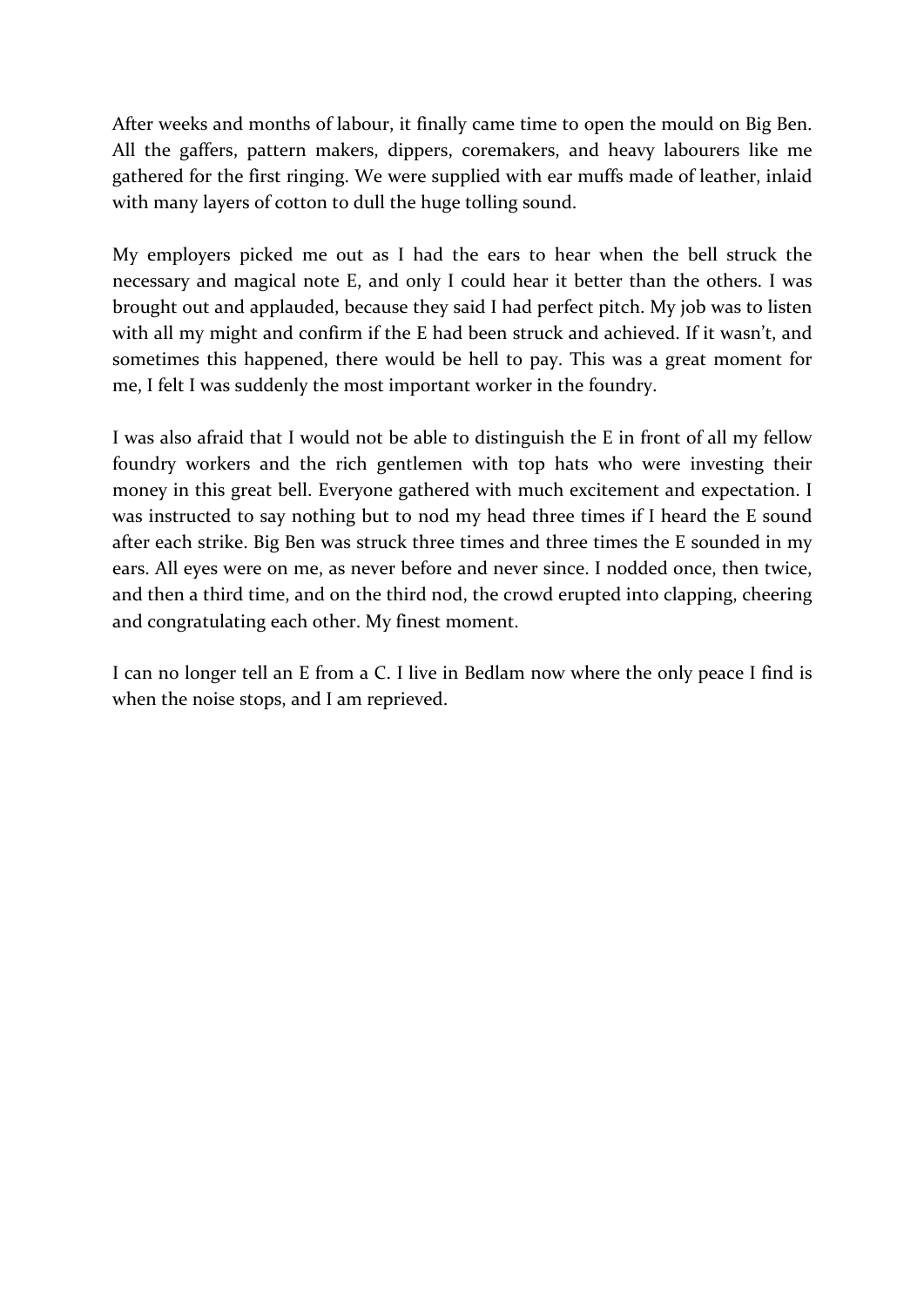After weeks and months of labour, it finally came time to open the mould on Big Ben. All the gaffers, pattern makers, dippers, coremakers, and heavy labourers like me gathered for the first ringing. We were supplied with ear muffs made of leather, inlaid with many layers of cotton to dull the huge tolling sound.

My employers picked me out as I had the ears to hear when the bell struck the necessary and magical note E, and only I could hear it better than the others. I was brought out and applauded, because they said I had perfect pitch. My job was to listen with all my might and confirm if the E had been struck and achieved. If it wasn't, and sometimes this happened, there would be hell to pay. This was a great moment for me, I felt I was suddenly the most important worker in the foundry.

I was also afraid that I would not be able to distinguish the E in front of all my fellow foundry workers and the rich gentlemen with top hats who were investing their money in this great bell. Everyone gathered with much excitement and expectation. I was instructed to say nothing but to nod my head three times if I heard the E sound after each strike. Big Ben was struck three times and three times the E sounded in my ears. All eyes were on me, as never before and never since. I nodded once, then twice, and then a third time, and on the third nod, the crowd erupted into clapping, cheering and congratulating each other. My finest moment.

I can no longer tell an E from a C. I live in Bedlam now where the only peace I find is when the noise stops, and I am reprieved.